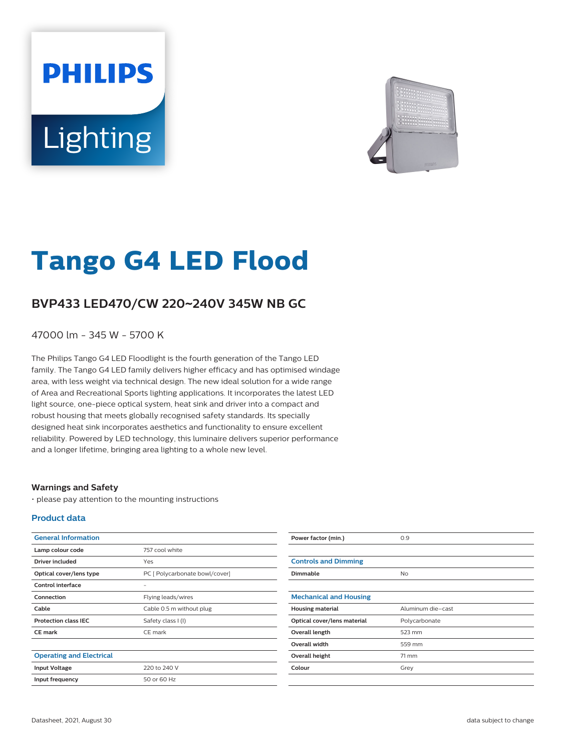PHILIPS

Lighting

# Tango G4 LED Flood

## BVP433 LED470/CW 220~240V 345W NB GC

47000 lm - 345 W - 5700 K

The Philips Tango G4 LED Floodlight is the fourth generation of the Tango LED family. The Tango G4 LED family delivers higher efficacy and has optimised windage area, with less weight via technical design. The new ideal solution for a wide range of Area and Recreational Sports lighting applications. It incorporates the latest LED light source, one-piece optical system, heat sink and driver into a compact and robust housing that meets globally recognised safety standards. Its specially designed heat sink incorporates aesthetics and functionality to ensure excellent reliability. Powered by LED technology, this luminaire delivers superior performance and a longer lifetime, bringing area lighting to a whole new level.

### Warnings and Safety

- please pay attention to the mounting instructions

### Product data

| General Information | |
|---|---|
| **Lamp colour code** | 757 cool white |
| **Driver included** | Yes |
| **Optical cover/lens type** | PC [ Polycarbonate bowl/cover] |
| **Control interface** | - |
| **Connection** | Flying leads/wires |
| **Cable** | Cable 0.5 m without plug |
| **Protection class IEC** | Safety class I (I) |
| **CE mark** | CE mark |

| Operating and Electrical | |
|---|---|
| **Input Voltage** | 220 to 240 V |
| **Input frequency** | 50 or 60 Hz |
| **Power factor (min.)** | 0.9 |

| Controls and Dimming | |
|---|---|
| **Dimmable** | No |

| Mechanical and Housing | |
|---|---|
| **Housing material** | Aluminum die-cast |
| **Optical cover/lens material** | Polycarbonate |
| **Overall length** | 523 mm |
| **Overall width** | 559 mm |
| **Overall height** | 71 mm |
| **Colour** | Grey |

Datasheet, 2021, August 30

data subject to change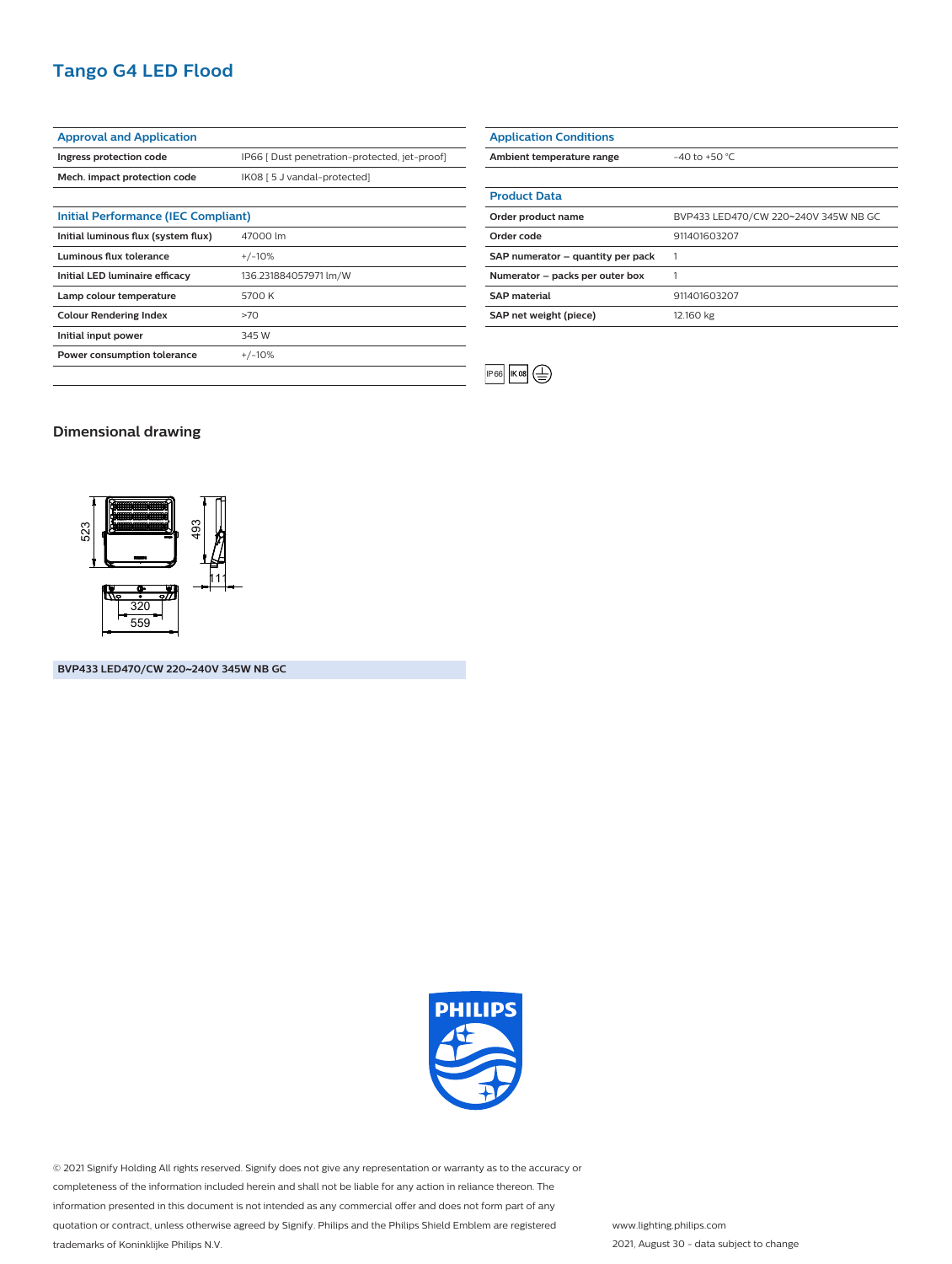## Tango G4 LED Flood

| Approval and Application | |
|---|---|
| Ingress protection code | IP66 [ Dust penetration-protected, jet-proof] |
| Mech. impact protection code | IK08 [ 5 J vandal-protected] |

| Initial Performance (IEC Compliant) | |
|---|---|
| Initial luminous flux (system flux) | 47000 lm |
| Luminous flux tolerance | +/-10% |
| Initial LED luminaire efficacy | 136.231884057971 lm/W |
| Lamp colour temperature | 5700 K |
| Colour Rendering Index | >70 |
| Initial input power | 345 W |
| Power consumption tolerance | +/-10% |

| Application Conditions | |
|---|---|
| Ambient temperature range | -40 to +50 °C |

| Product Data | |
|---|---|
| Order product name | BVP433 LED470/CW 220~240V 345W NB GC |
| Order code | 911401603207 |
| SAP numerator – quantity per pack | 1 |
| Numerator – packs per outer box | 1 |
| SAP material | 911401603207 |
| SAP net weight (piece) | 12.160 kg |

IP66 IK08

### Dimensional drawing

523
493
111
320
559

**BVP433 LED470/CW 220~240V 345W NB GC**

PHILIPS

© 2021 Signify Holding All rights reserved. Signify does not give any representation or warranty as to the accuracy or completeness of the information included herein and shall not be liable for any action in reliance thereon. The information presented in this document is not intended as any commercial offer and does not form part of any quotation or contract, unless otherwise agreed by Signify. Philips and the Philips Shield Emblem are registered trademarks of Koninklijke Philips N.V.

www.lighting.philips.com
2021, August 30 - data subject to change